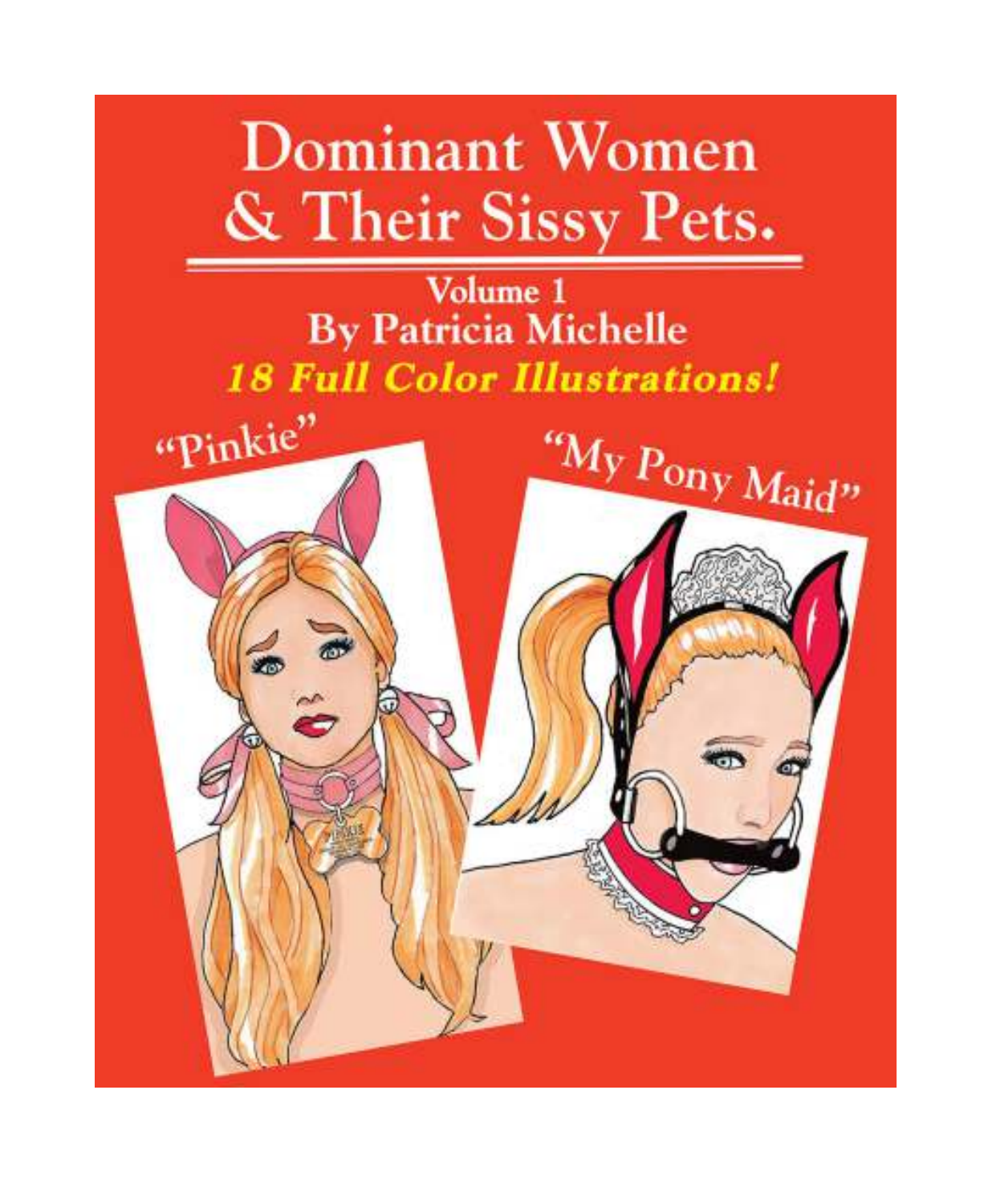# Dominant Women & Their Sissy Pets.

## Volume 1
## By Patricia Michelle

***18 Full Color Illustrations!***

"Pinkie"

"My Pony Maid"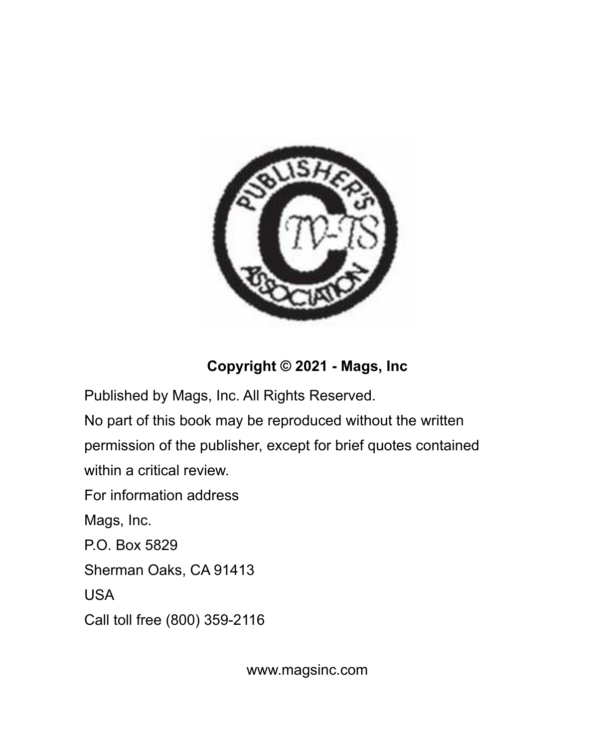**Copyright © 2021 - Mags, Inc**

Published by Mags, Inc. All Rights Reserved.

No part of this book may be reproduced without the written permission of the publisher, except for brief quotes contained within a critical review.

For information address

Mags, Inc.

P.O. Box 5829

Sherman Oaks, CA 91413

USA

Call toll free (800) 359-2116

www.magsinc.com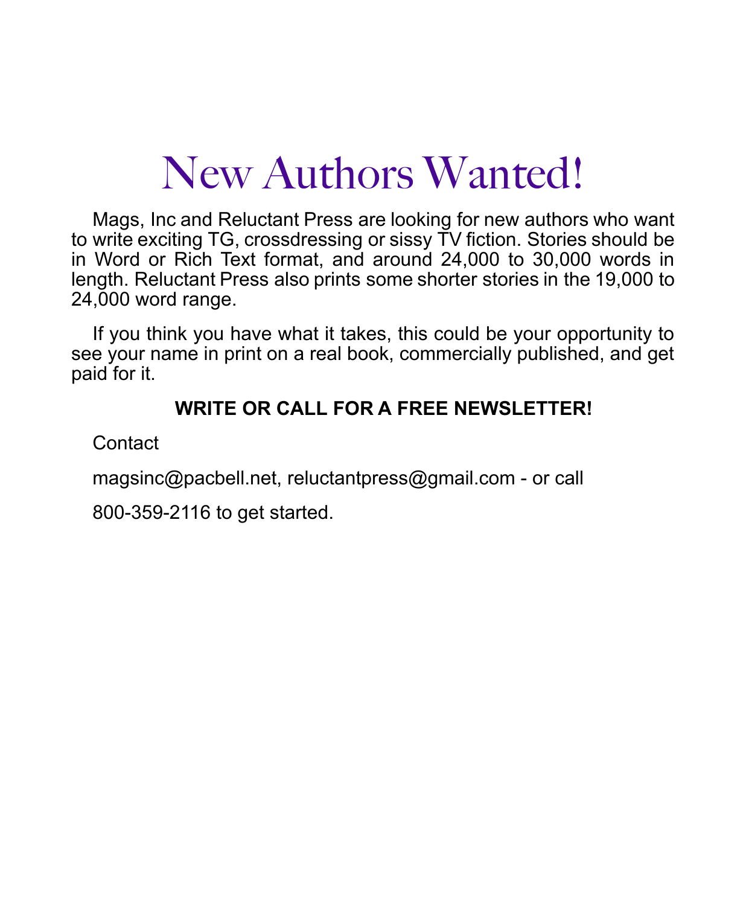# New Authors Wanted!

Mags, Inc and Reluctant Press are looking for new authors who want to write exciting TG, crossdressing or sissy TV fiction. Stories should be in Word or Rich Text format, and around 24,000 to 30,000 words in length. Reluctant Press also prints some shorter stories in the 19,000 to 24,000 word range.

If you think you have what it takes, this could be your opportunity to see your name in print on a real book, commercially published, and get paid for it.

**WRITE OR CALL FOR A FREE NEWSLETTER!**

Contact

magsinc@pacbell.net, reluctantpress@gmail.com - or call

800-359-2116 to get started.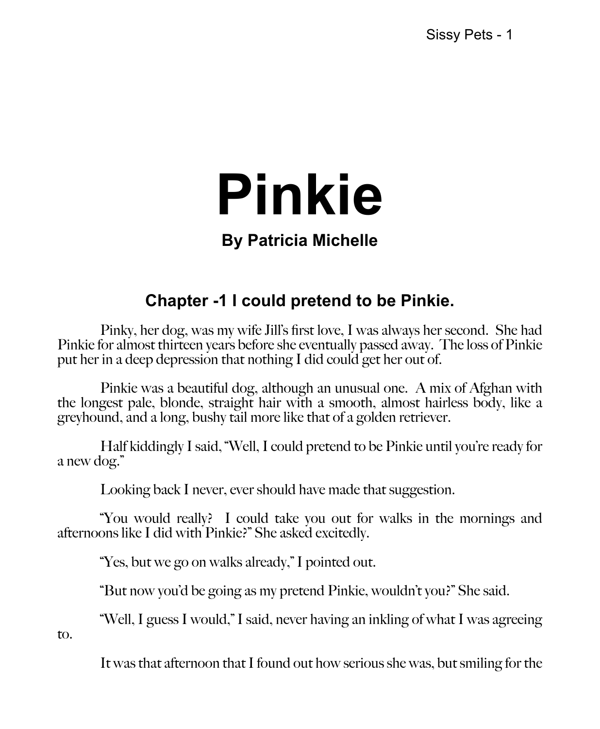# Pinkie

### By Patricia Michelle

## Chapter -1 I could pretend to be Pinkie.

Pinky, her dog, was my wife Jill's first love, I was always her second. She had Pinkie for almost thirteen years before she eventually passed away. The loss of Pinkie put her in a deep depression that nothing I did could get her out of.

Pinkie was a beautiful dog, although an unusual one. A mix of Afghan with the longest pale, blonde, straight hair with a smooth, almost hairless body, like a greyhound, and a long, bushy tail more like that of a golden retriever.

Half kiddingly I said, "Well, I could pretend to be Pinkie until you're ready for a new dog."

Looking back I never, ever should have made that suggestion.

"You would really? I could take you out for walks in the mornings and afternoons like I did with Pinkie?" She asked excitedly.

"Yes, but we go on walks already," I pointed out.

"But now you'd be going as my pretend Pinkie, wouldn't you?" She said.

"Well, I guess I would," I said, never having an inkling of what I was agreeing to.

It was that afternoon that I found out how serious she was, but smiling for the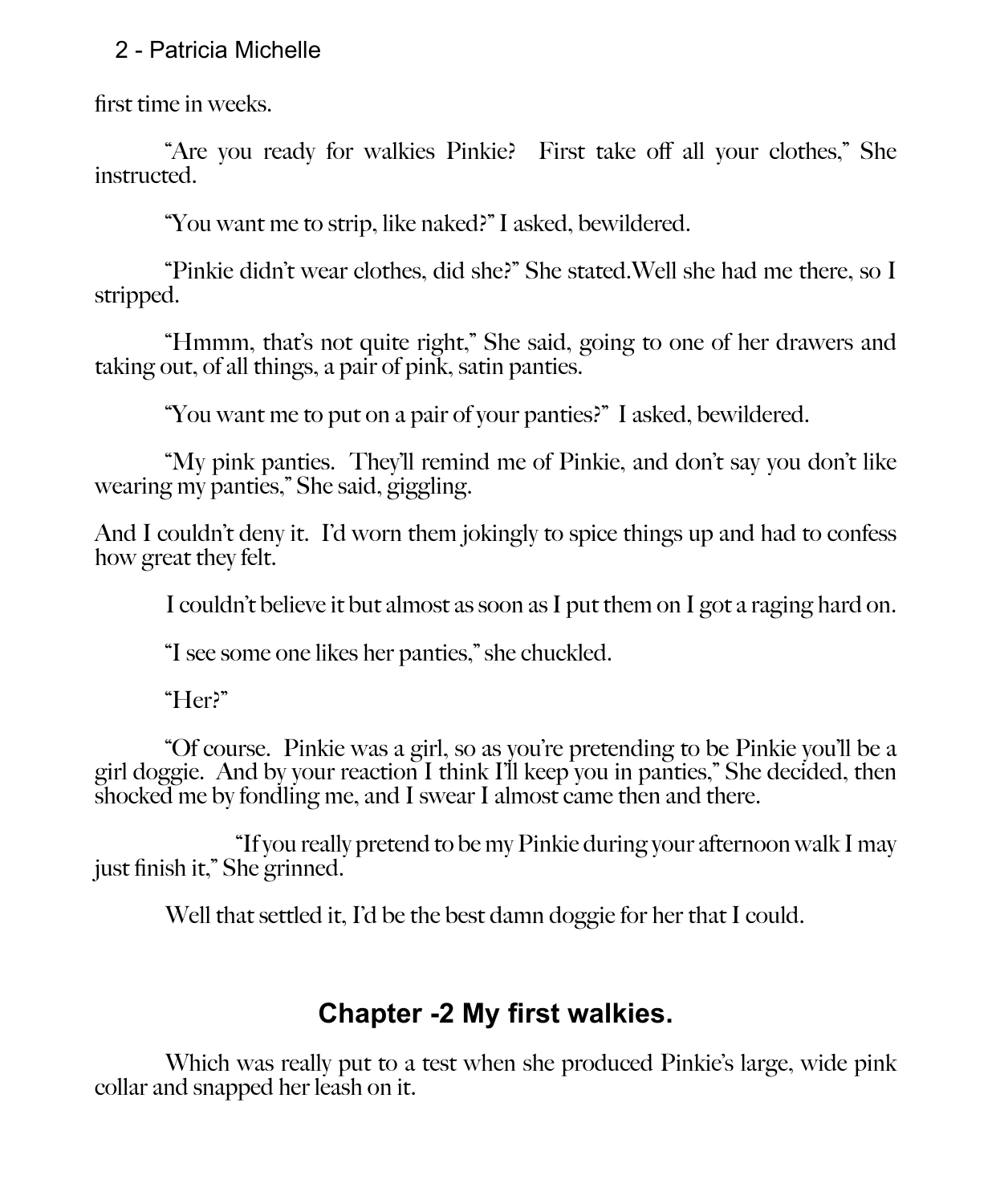first time in weeks.

"Are you ready for walkies Pinkie? First take off all your clothes," She instructed.

"You want me to strip, like naked?" I asked, bewildered.

"Pinkie didn't wear clothes, did she?" She stated.Well she had me there, so I stripped.

"Hmmm, that's not quite right," She said, going to one of her drawers and taking out, of all things, a pair of pink, satin panties.

"You want me to put on a pair of your panties?" I asked, bewildered.

"My pink panties. They'll remind me of Pinkie, and don't say you don't like wearing my panties," She said, giggling.

And I couldn't deny it. I'd worn them jokingly to spice things up and had to confess how great they felt.

I couldn't believe it but almost as soon as I put them on I got a raging hard on.

"I see some one likes her panties," she chuckled.

"Her?"

"Of course. Pinkie was a girl, so as you're pretending to be Pinkie you'll be a girl doggie. And by your reaction I think I'll keep you in panties," She decided, then shocked me by fondling me, and I swear I almost came then and there.

"If you really pretend to be my Pinkie during your afternoon walk I may just finish it," She grinned.

Well that settled it, I'd be the best damn doggie for her that I could.

## Chapter -2 My first walkies.

Which was really put to a test when she produced Pinkie's large, wide pink collar and snapped her leash on it.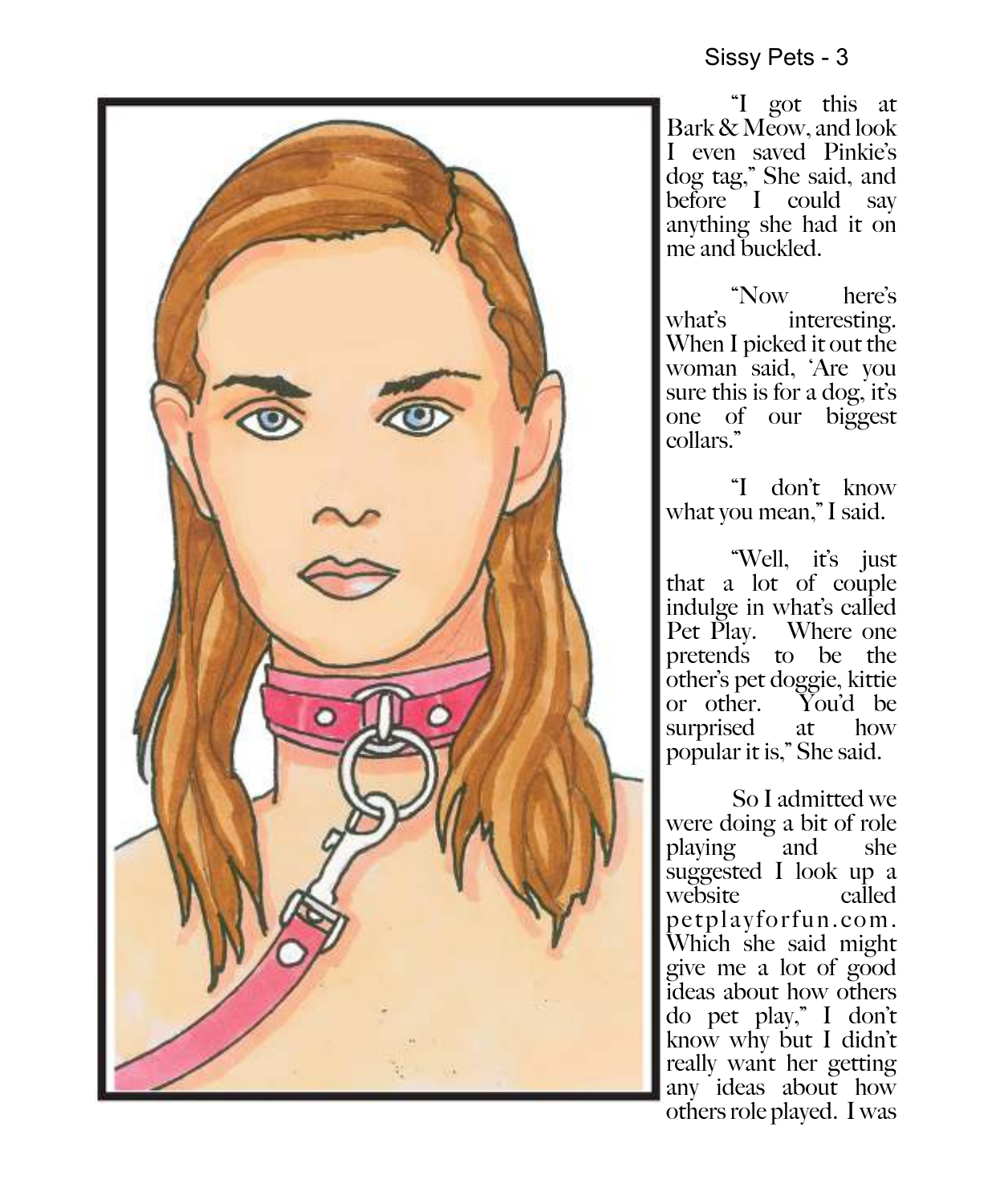"I got this at Bark & Meow, and look I even saved Pinkie's dog tag," She said, and before I could say anything she had it on me and buckled.

"Now here's what's interesting. When I picked it out the woman said, 'Are you sure this is for a dog, it's one of our biggest collars."

"I don't know what you mean," I said.

"Well, it's just that a lot of couple indulge in what's called Pet Play. Where one pretends to be the other's pet doggie, kittie or other. You'd be surprised at how popular it is," She said.

So I admitted we were doing a bit of role playing and she suggested I look up a website called petplayforfun.com. Which she said might give me a lot of good ideas about how others do pet play," I don't know why but I didn't really want her getting any ideas about how others role played. I was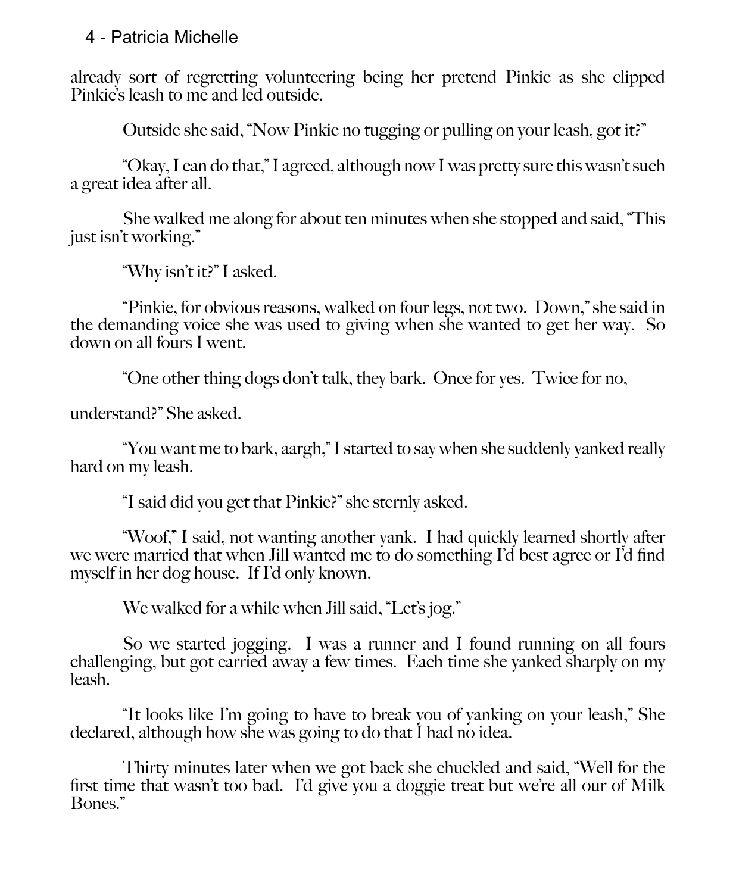already sort of regretting volunteering being her pretend Pinkie as she clipped Pinkie's leash to me and led outside.

Outside she said, "Now Pinkie no tugging or pulling on your leash, got it?"

"Okay, I can do that," I agreed, although now I was pretty sure this wasn't such a great idea after all.

She walked me along for about ten minutes when she stopped and said, "This just isn't working."

"Why isn't it?" I asked.

"Pinkie, for obvious reasons, walked on four legs, not two. Down," she said in the demanding voice she was used to giving when she wanted to get her way. So down on all fours I went.

"One other thing dogs don't talk, they bark. Once for yes. Twice for no,

understand?" She asked.

"You want me to bark, aargh," I started to say when she suddenly yanked really hard on my leash.

"I said did you get that Pinkie?" she sternly asked.

"Woof," I said, not wanting another yank. I had quickly learned shortly after we were married that when Jill wanted me to do something I'd best agree or I'd find myself in her dog house. If I'd only known.

We walked for a while when Jill said, "Let's jog."

So we started jogging. I was a runner and I found running on all fours challenging, but got carried away a few times. Each time she yanked sharply on my leash.

"It looks like I'm going to have to break you of yanking on your leash," She declared, although how she was going to do that I had no idea.

Thirty minutes later when we got back she chuckled and said, "Well for the first time that wasn't too bad. I'd give you a doggie treat but we're all our of Milk Bones."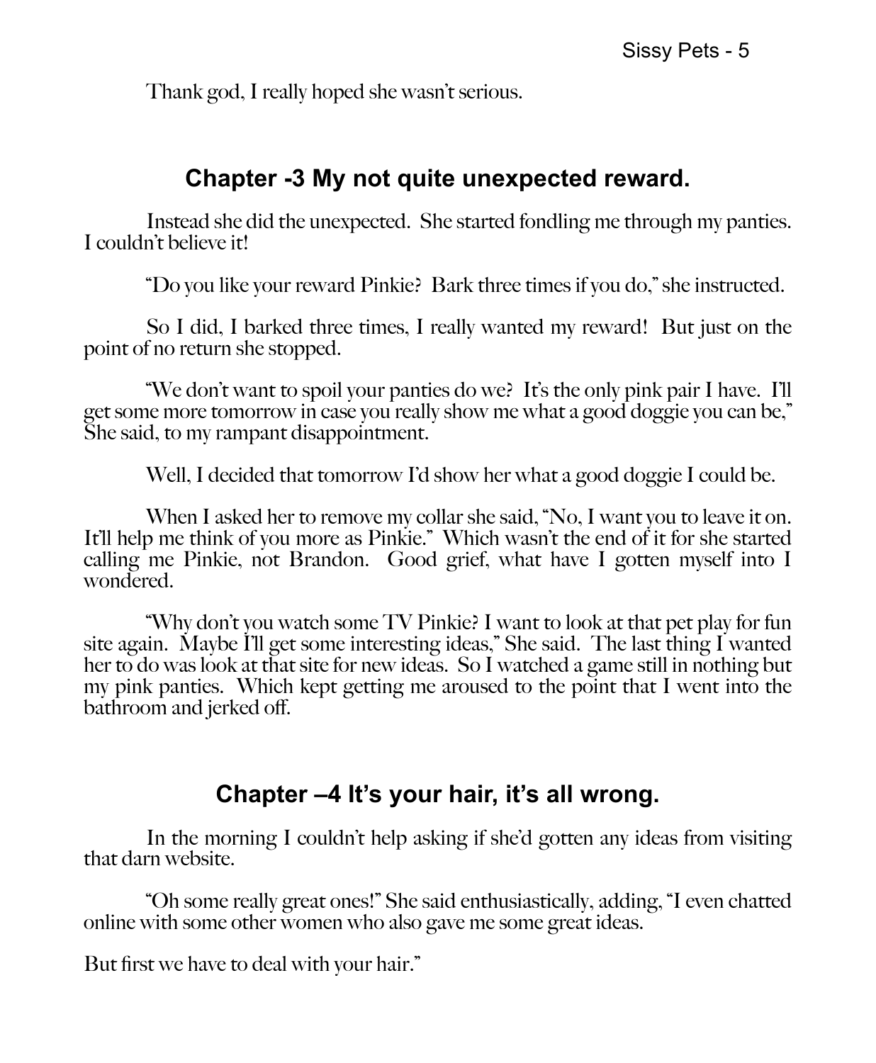Thank god, I really hoped she wasn't serious.

## Chapter -3 My not quite unexpected reward.

Instead she did the unexpected. She started fondling me through my panties. I couldn't believe it!

"Do you like your reward Pinkie? Bark three times if you do," she instructed.

So I did, I barked three times, I really wanted my reward! But just on the point of no return she stopped.

"We don't want to spoil your panties do we? It's the only pink pair I have. I'll get some more tomorrow in case you really show me what a good doggie you can be," She said, to my rampant disappointment.

Well, I decided that tomorrow I'd show her what a good doggie I could be.

When I asked her to remove my collar she said, "No, I want you to leave it on. It'll help me think of you more as Pinkie." Which wasn't the end of it for she started calling me Pinkie, not Brandon. Good grief, what have I gotten myself into I wondered.

"Why don't you watch some TV Pinkie? I want to look at that pet play for fun site again. Maybe I'll get some interesting ideas," She said. The last thing I wanted her to do was look at that site for new ideas. So I watched a game still in nothing but my pink panties. Which kept getting me aroused to the point that I went into the bathroom and jerked off.

## Chapter –4 It's your hair, it's all wrong.

In the morning I couldn't help asking if she'd gotten any ideas from visiting that darn website.

"Oh some really great ones!" She said enthusiastically, adding, "I even chatted online with some other women who also gave me some great ideas.

But first we have to deal with your hair."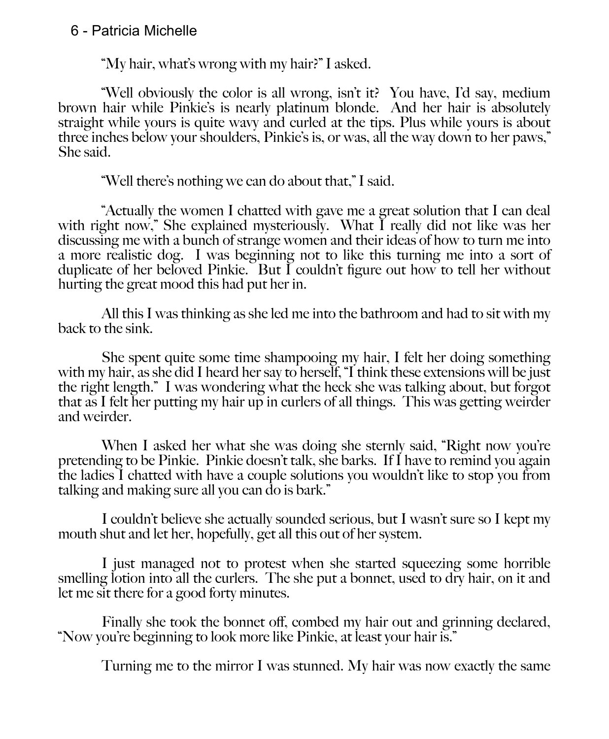"My hair, what's wrong with my hair?" I asked.

"Well obviously the color is all wrong, isn't it? You have, I'd say, medium brown hair while Pinkie's is nearly platinum blonde. And her hair is absolutely straight while yours is quite wavy and curled at the tips. Plus while yours is about three inches below your shoulders, Pinkie's is, or was, all the way down to her paws," She said.

"Well there's nothing we can do about that," I said.

"Actually the women I chatted with gave me a great solution that I can deal with right now," She explained mysteriously. What I really did not like was her discussing me with a bunch of strange women and their ideas of how to turn me into a more realistic dog. I was beginning not to like this turning me into a sort of duplicate of her beloved Pinkie. But I couldn't figure out how to tell her without hurting the great mood this had put her in.

All this I was thinking as she led me into the bathroom and had to sit with my back to the sink.

She spent quite some time shampooing my hair, I felt her doing something with my hair, as she did I heard her say to herself, "I think these extensions will be just the right length." I was wondering what the heck she was talking about, but forgot that as I felt her putting my hair up in curlers of all things. This was getting weirder and weirder.

When I asked her what she was doing she sternly said, "Right now you're pretending to be Pinkie. Pinkie doesn't talk, she barks. If I have to remind you again the ladies I chatted with have a couple solutions you wouldn't like to stop you from talking and making sure all you can do is bark."

I couldn't believe she actually sounded serious, but I wasn't sure so I kept my mouth shut and let her, hopefully, get all this out of her system.

I just managed not to protest when she started squeezing some horrible smelling lotion into all the curlers. The she put a bonnet, used to dry hair, on it and let me sit there for a good forty minutes.

Finally she took the bonnet off, combed my hair out and grinning declared, "Now you're beginning to look more like Pinkie, at least your hair is."

Turning me to the mirror I was stunned. My hair was now exactly the same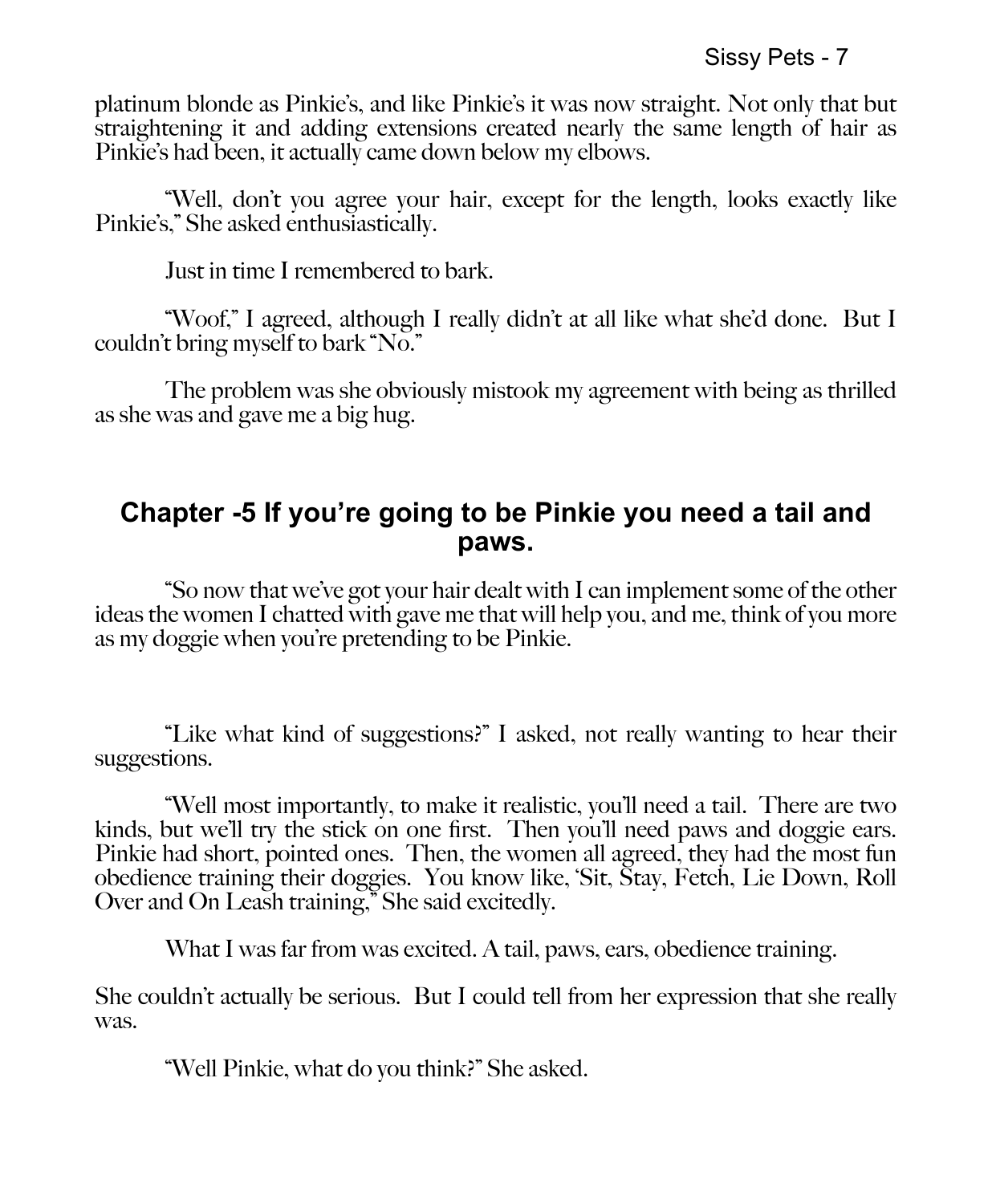platinum blonde as Pinkie's, and like Pinkie's it was now straight. Not only that but straightening it and adding extensions created nearly the same length of hair as Pinkie's had been, it actually came down below my elbows.

"Well, don't you agree your hair, except for the length, looks exactly like Pinkie's," She asked enthusiastically.

Just in time I remembered to bark.

"Woof," I agreed, although I really didn't at all like what she'd done. But I couldn't bring myself to bark "No."

The problem was she obviously mistook my agreement with being as thrilled as she was and gave me a big hug.

## Chapter -5 If you're going to be Pinkie you need a tail and paws.

"So now that we've got your hair dealt with I can implement some of the other ideas the women I chatted with gave me that will help you, and me, think of you more as my doggie when you're pretending to be Pinkie.

"Like what kind of suggestions?" I asked, not really wanting to hear their suggestions.

"Well most importantly, to make it realistic, you'll need a tail. There are two kinds, but we'll try the stick on one first. Then you'll need paws and doggie ears. Pinkie had short, pointed ones. Then, the women all agreed, they had the most fun obedience training their doggies. You know like, 'Sit, Stay, Fetch, Lie Down, Roll Over and On Leash training," She said excitedly.

What I was far from was excited. A tail, paws, ears, obedience training.

She couldn't actually be serious. But I could tell from her expression that she really was.

"Well Pinkie, what do you think?" She asked.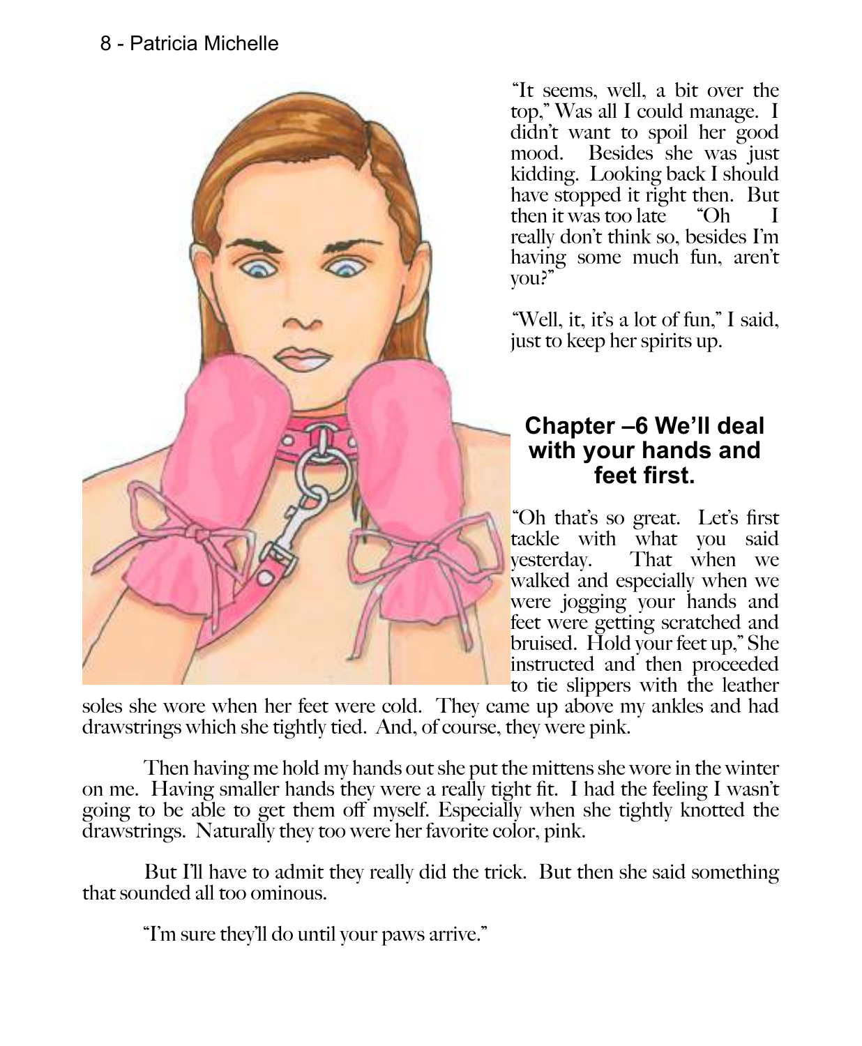"It seems, well, a bit over the top," Was all I could manage. I didn't want to spoil her good mood. Besides she was just kidding. Looking back I should have stopped it right then. But then it was too late "Oh I really don't think so, besides I'm having some much fun, aren't you?"

"Well, it, it's a lot of fun," I said, just to keep her spirits up.

## Chapter –6 We'll deal with your hands and feet first.

"Oh that's so great. Let's first tackle with what you said yesterday. That when we walked and especially when we were jogging your hands and feet were getting scratched and bruised. Hold your feet up," She instructed and then proceeded to tie slippers with the leather soles she wore when her feet were cold. They came up above my ankles and had drawstrings which she tightly tied. And, of course, they were pink.

Then having me hold my hands out she put the mittens she wore in the winter on me. Having smaller hands they were a really tight fit. I had the feeling I wasn't going to be able to get them off myself. Especially when she tightly knotted the drawstrings. Naturally they too were her favorite color, pink.

But I'll have to admit they really did the trick. But then she said something that sounded all too ominous.

"I'm sure they'll do until your paws arrive."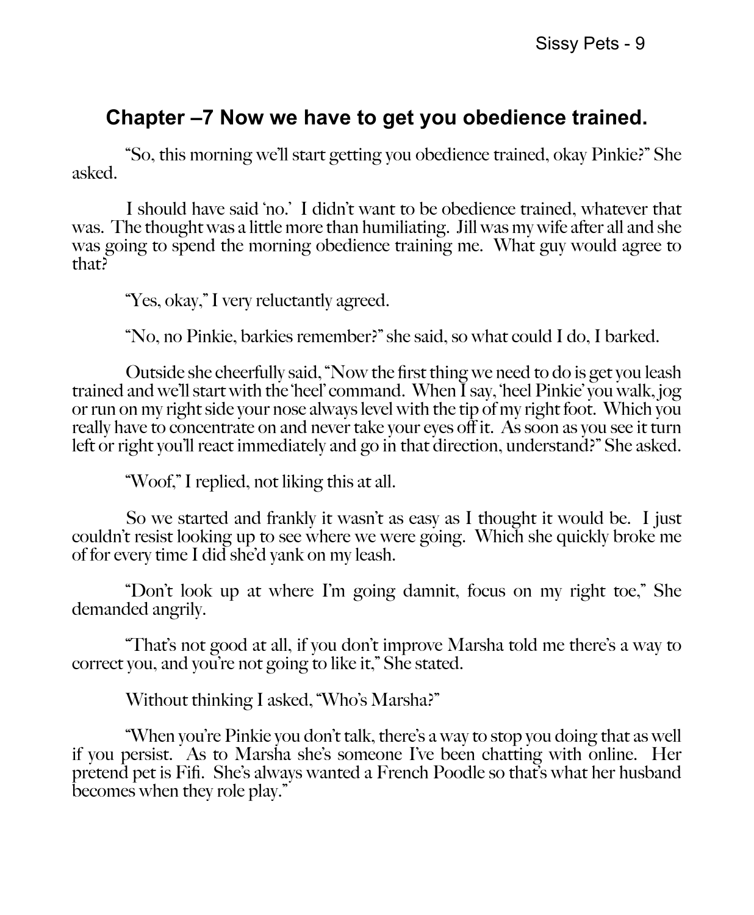## Chapter –7 Now we have to get you obedience trained.

"So, this morning we'll start getting you obedience trained, okay Pinkie?" She asked.

I should have said 'no.' I didn't want to be obedience trained, whatever that was. The thought was a little more than humiliating. Jill was my wife after all and she was going to spend the morning obedience training me. What guy would agree to that?

"Yes, okay," I very reluctantly agreed.

"No, no Pinkie, barkies remember?" she said, so what could I do, I barked.

Outside she cheerfully said, "Now the first thing we need to do is get you leash trained and we'll start with the 'heel' command. When I say, 'heel Pinkie' you walk, jog or run on my right side your nose always level with the tip of my right foot. Which you really have to concentrate on and never take your eyes off it. As soon as you see it turn left or right you'll react immediately and go in that direction, understand?" She asked.

"Woof," I replied, not liking this at all.

So we started and frankly it wasn't as easy as I thought it would be. I just couldn't resist looking up to see where we were going. Which she quickly broke me of for every time I did she'd yank on my leash.

"Don't look up at where I'm going damnit, focus on my right toe," She demanded angrily.

"That's not good at all, if you don't improve Marsha told me there's a way to correct you, and you're not going to like it," She stated.

Without thinking I asked, "Who's Marsha?"

"When you're Pinkie you don't talk, there's a way to stop you doing that as well if you persist. As to Marsha she's someone I've been chatting with online. Her pretend pet is Fifi. She's always wanted a French Poodle so that's what her husband becomes when they role play."